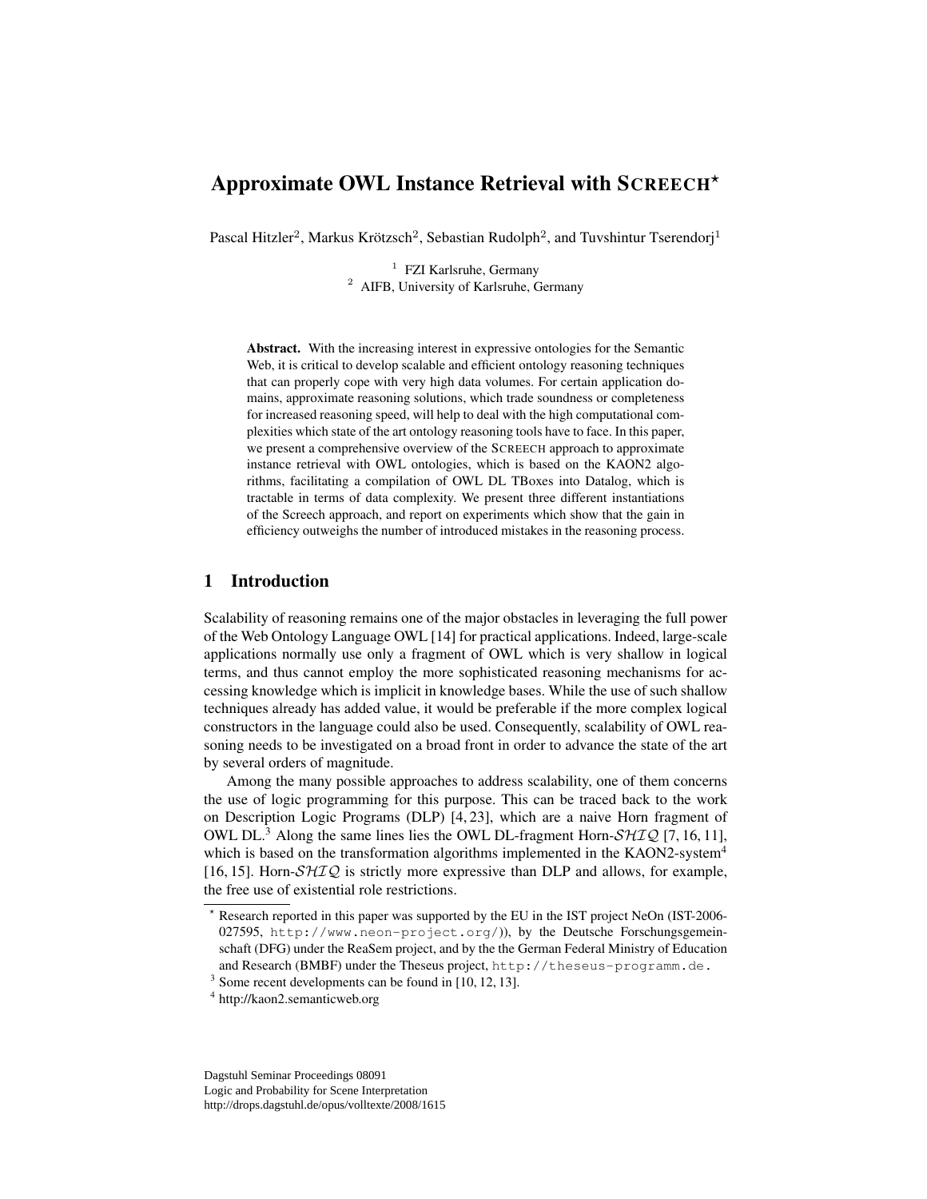# Approximate OWL Instance Retrieval with SCREECH*

Pascal Hitzler[2], Markus Krötzsch[2], Sebastian Rudolph[2], and Tuvshintur Tserendorj[1]

[1] FZI Karlsruhe, Germany
[2] AIFB, University of Karlsruhe, Germany

**Abstract.** With the increasing interest in expressive ontologies for the Semantic Web, it is critical to develop scalable and efficient ontology reasoning techniques that can properly cope with very high data volumes. For certain application domains, approximate reasoning solutions, which trade soundness or completeness for increased reasoning speed, will help to deal with the high computational complexities which state of the art ontology reasoning tools have to face. In this paper, we present a comprehensive overview of the SCREECH approach to approximate instance retrieval with OWL ontologies, which is based on the KAON2 algorithms, facilitating a compilation of OWL DL TBoxes into Datalog, which is tractable in terms of data complexity. We present three different instantiations of the Screech approach, and report on experiments which show that the gain in efficiency outweighs the number of introduced mistakes in the reasoning process.

## 1 Introduction

Scalability of reasoning remains one of the major obstacles in leveraging the full power of the Web Ontology Language OWL [14] for practical applications. Indeed, large-scale applications normally use only a fragment of OWL which is very shallow in logical terms, and thus cannot employ the more sophisticated reasoning mechanisms for accessing knowledge which is implicit in knowledge bases. While the use of such shallow techniques already has added value, it would be preferable if the more complex logical constructors in the language could also be used. Consequently, scalability of OWL reasoning needs to be investigated on a broad front in order to advance the state of the art by several orders of magnitude.

Among the many possible approaches to address scalability, one of them concerns the use of logic programming for this purpose. This can be traced back to the work on Description Logic Programs (DLP) [4, 23], which are a naive Horn fragment of OWL DL.[3] Along the same lines lies the OWL DL-fragment Horn-$\mathcal{SHIQ}$ [7, 16, 11], which is based on the transformation algorithms implemented in the KAON2-system[4] [16, 15]. Horn-$\mathcal{SHIQ}$ is strictly more expressive than DLP and allows, for example, the free use of existential role restrictions.

---

* Research reported in this paper was supported by the EU in the IST project NeOn (IST-2006-027595, http://www.neon-project.org/)), by the Deutsche Forschungsgemeinschaft (DFG) under the ReaSem project, and by the the German Federal Ministry of Education and Research (BMBF) under the Theseus project, http://theseus-programm.de.

[3] Some recent developments can be found in [10, 12, 13].

[4] http://kaon2.semanticweb.org

Dagstuhl Seminar Proceedings 08091
Logic and Probability for Scene Interpretation
http://drops.dagstuhl.de/opus/volltexte/2008/1615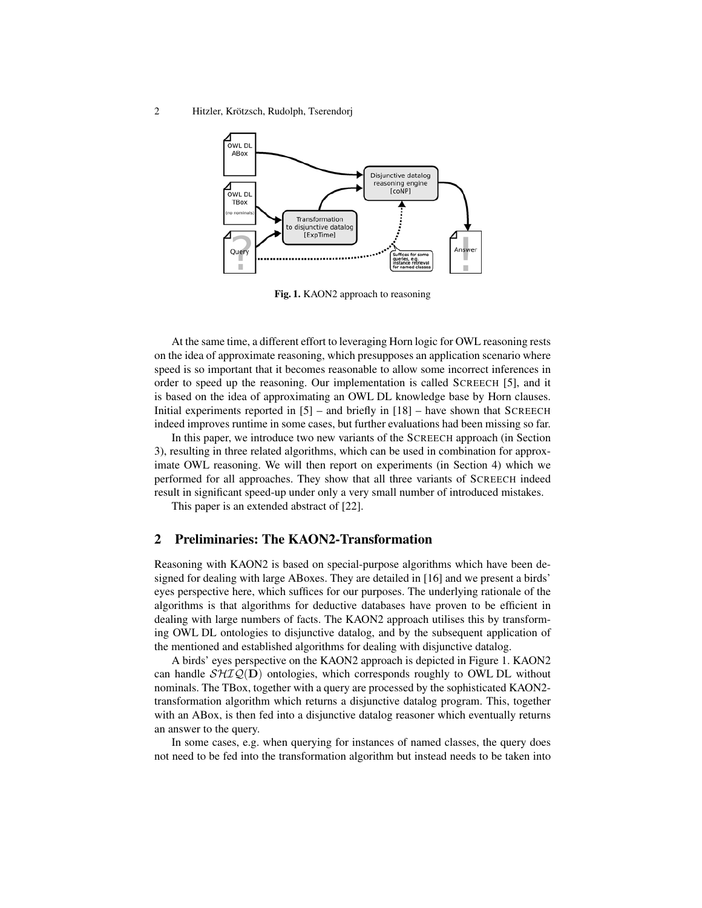**Fig. 1.** KAON2 approach to reasoning

At the same time, a different effort to leveraging Horn logic for OWL reasoning rests on the idea of approximate reasoning, which presupposes an application scenario where speed is so important that it becomes reasonable to allow some incorrect inferences in order to speed up the reasoning. Our implementation is called SCREECH [5], and it is based on the idea of approximating an OWL DL knowledge base by Horn clauses. Initial experiments reported in [5] – and briefly in [18] – have shown that SCREECH indeed improves runtime in some cases, but further evaluations had been missing so far.

In this paper, we introduce two new variants of the SCREECH approach (in Section 3), resulting in three related algorithms, which can be used in combination for approximate OWL reasoning. We will then report on experiments (in Section 4) which we performed for all approaches. They show that all three variants of SCREECH indeed result in significant speed-up under only a very small number of introduced mistakes.

This paper is an extended abstract of [22].

## 2 Preliminaries: The KAON2-Transformation

Reasoning with KAON2 is based on special-purpose algorithms which have been designed for dealing with large ABoxes. They are detailed in [16] and we present a birds' eyes perspective here, which suffices for our purposes. The underlying rationale of the algorithms is that algorithms for deductive databases have proven to be efficient in dealing with large numbers of facts. The KAON2 approach utilises this by transforming OWL DL ontologies to disjunctive datalog, and by the subsequent application of the mentioned and established algorithms for dealing with disjunctive datalog.

A birds' eyes perspective on the KAON2 approach is depicted in Figure 1. KAON2 can handle $\mathcal{SHIQ}(\mathbf{D})$ ontologies, which corresponds roughly to OWL DL without nominals. The TBox, together with a query are processed by the sophisticated KAON2-transformation algorithm which returns a disjunctive datalog program. This, together with an ABox, is then fed into a disjunctive datalog reasoner which eventually returns an answer to the query.

In some cases, e.g. when querying for instances of named classes, the query does not need to be fed into the transformation algorithm but instead needs to be taken into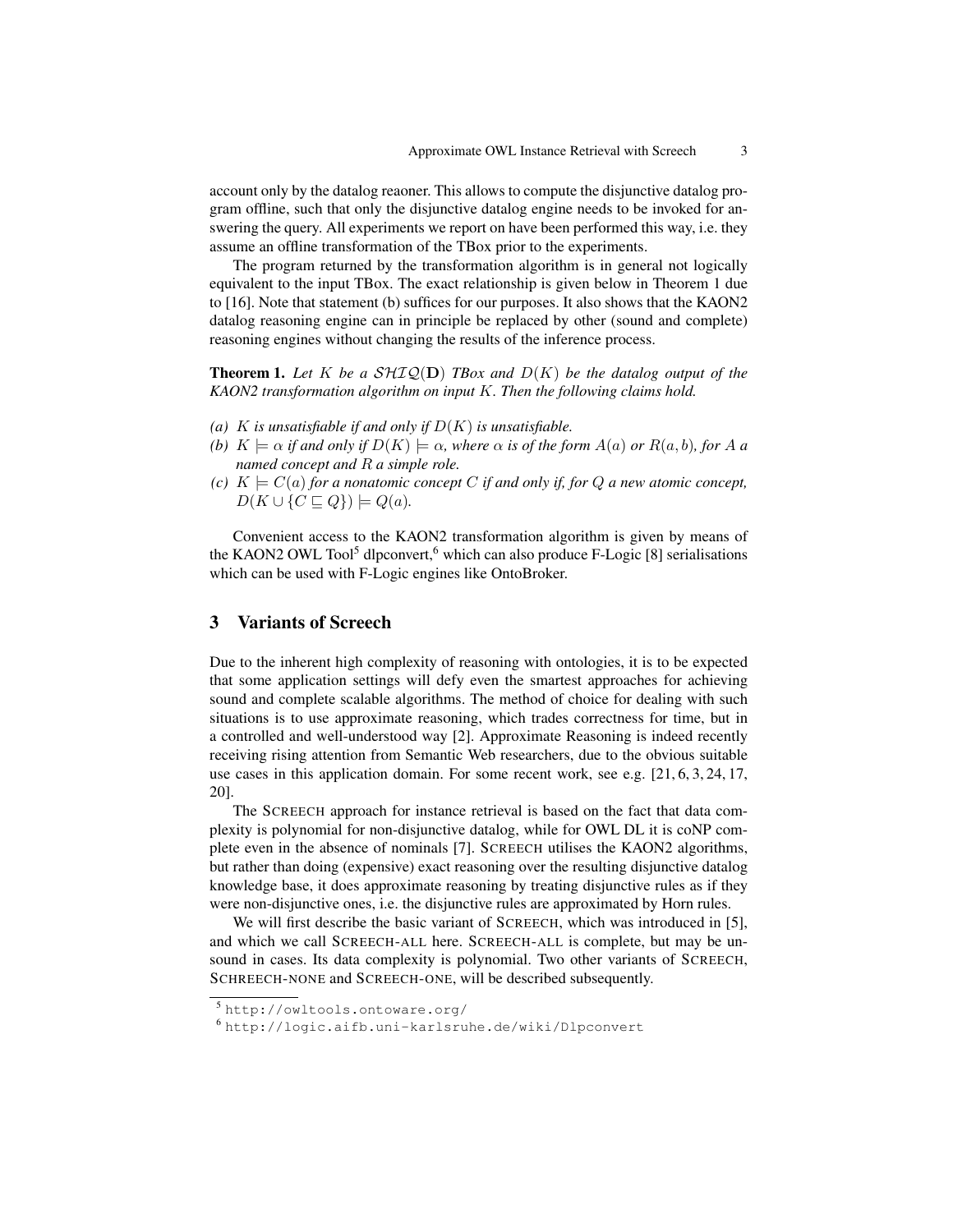account only by the datalog reaoner. This allows to compute the disjunctive datalog program offline, such that only the disjunctive datalog engine needs to be invoked for answering the query. All experiments we report on have been performed this way, i.e. they assume an offline transformation of the TBox prior to the experiments.

The program returned by the transformation algorithm is in general not logically equivalent to the input TBox. The exact relationship is given below in Theorem 1 due to [16]. Note that statement (b) suffices for our purposes. It also shows that the KAON2 datalog reasoning engine can in principle be replaced by other (sound and complete) reasoning engines without changing the results of the inference process.

**Theorem 1.** *Let $K$ be a $\mathcal{SHIQ}(\mathbf{D})$ TBox and $D(K)$ be the datalog output of the KAON2 transformation algorithm on input $K$. Then the following claims hold.*

*(a) $K$ is unsatisfiable if and only if $D(K)$ is unsatisfiable.*
*(b) $K \models \alpha$ if and only if $D(K) \models \alpha$, where $\alpha$ is of the form $A(a)$ or $R(a,b)$, for $A$ a named concept and $R$ a simple role.*
*(c) $K \models C(a)$ for a nonatomic concept $C$ if and only if, for $Q$ a new atomic concept, $D(K \cup \{C \sqsubseteq Q\}) \models Q(a)$.*

Convenient access to the KAON2 transformation algorithm is given by means of the KAON2 OWL Tool[5] dlpconvert,[6] which can also produce F-Logic [8] serialisations which can be used with F-Logic engines like OntoBroker.

## 3 Variants of Screech

Due to the inherent high complexity of reasoning with ontologies, it is to be expected that some application settings will defy even the smartest approaches for achieving sound and complete scalable algorithms. The method of choice for dealing with such situations is to use approximate reasoning, which trades correctness for time, but in a controlled and well-understood way [2]. Approximate Reasoning is indeed recently receiving rising attention from Semantic Web researchers, due to the obvious suitable use cases in this application domain. For some recent work, see e.g. [21, 6, 3, 24, 17, 20].

The SCREECH approach for instance retrieval is based on the fact that data complexity is polynomial for non-disjunctive datalog, while for OWL DL it is coNP complete even in the absence of nominals [7]. SCREECH utilises the KAON2 algorithms, but rather than doing (expensive) exact reasoning over the resulting disjunctive datalog knowledge base, it does approximate reasoning by treating disjunctive rules as if they were non-disjunctive ones, i.e. the disjunctive rules are approximated by Horn rules.

We will first describe the basic variant of SCREECH, which was introduced in [5], and which we call SCREECH-ALL here. SCREECH-ALL is complete, but may be unsound in cases. Its data complexity is polynomial. Two other variants of SCREECH, SCHREECH-NONE and SCREECH-ONE, will be described subsequently.

[5] `http://owltools.ontoware.org/`

[6] `http://logic.aifb.uni-karlsruhe.de/wiki/Dlpconvert`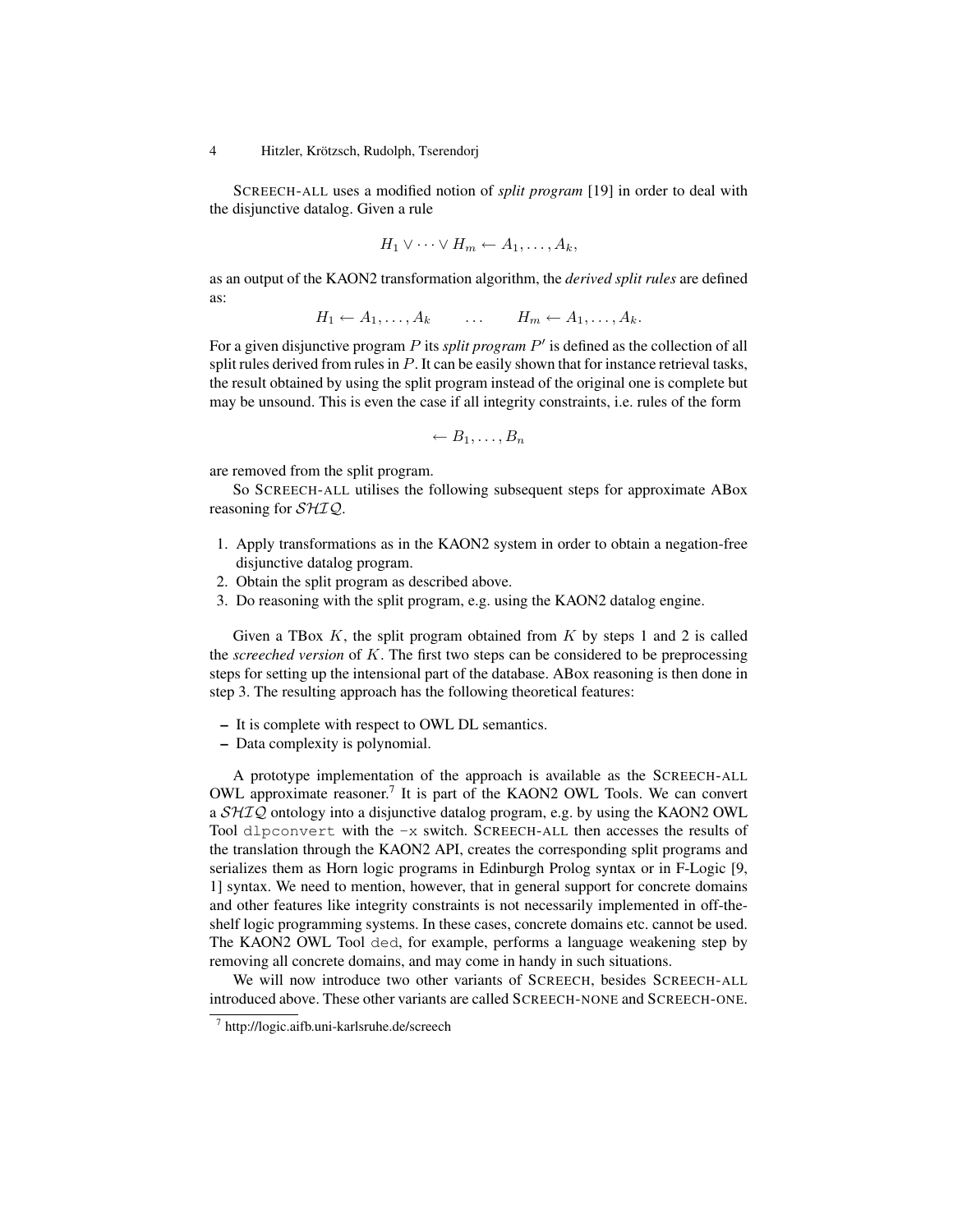SCREECH-ALL uses a modified notion of *split program* [19] in order to deal with the disjunctive datalog. Given a rule

$$H_1 \lor \cdots \lor H_m \leftarrow A_1, \ldots, A_k,$$

as an output of the KAON2 transformation algorithm, the *derived split rules* are defined as:

$$H_1 \leftarrow A_1, \ldots, A_k \qquad \ldots \qquad H_m \leftarrow A_1, \ldots, A_k.$$

For a given disjunctive program $P$ its *split program* $P'$ is defined as the collection of all split rules derived from rules in $P$. It can be easily shown that for instance retrieval tasks, the result obtained by using the split program instead of the original one is complete but may be unsound. This is even the case if all integrity constraints, i.e. rules of the form

$$\leftarrow B_1, \ldots, B_n$$

are removed from the split program.

So SCREECH-ALL utilises the following subsequent steps for approximate ABox reasoning for $\mathcal{SHIQ}$.

1. Apply transformations as in the KAON2 system in order to obtain a negation-free disjunctive datalog program.
2. Obtain the split program as described above.
3. Do reasoning with the split program, e.g. using the KAON2 datalog engine.

Given a TBox $K$, the split program obtained from $K$ by steps 1 and 2 is called the *screeched version* of $K$. The first two steps can be considered to be preprocessing steps for setting up the intensional part of the database. ABox reasoning is then done in step 3. The resulting approach has the following theoretical features:

- It is complete with respect to OWL DL semantics.
- Data complexity is polynomial.

A prototype implementation of the approach is available as the SCREECH-ALL OWL approximate reasoner.[7] It is part of the KAON2 OWL Tools. We can convert a $\mathcal{SHIQ}$ ontology into a disjunctive datalog program, e.g. by using the KAON2 OWL Tool `dlpconvert` with the `-x` switch. SCREECH-ALL then accesses the results of the translation through the KAON2 API, creates the corresponding split programs and serializes them as Horn logic programs in Edinburgh Prolog syntax or in F-Logic [9, 1] syntax. We need to mention, however, that in general support for concrete domains and other features like integrity constraints is not necessarily implemented in off-the-shelf logic programming systems. In these cases, concrete domains etc. cannot be used. The KAON2 OWL Tool `ded`, for example, performs a language weakening step by removing all concrete domains, and may come in handy in such situations.

We will now introduce two other variants of SCREECH, besides SCREECH-ALL introduced above. These other variants are called SCREECH-NONE and SCREECH-ONE.

[7] http://logic.aifb.uni-karlsruhe.de/screech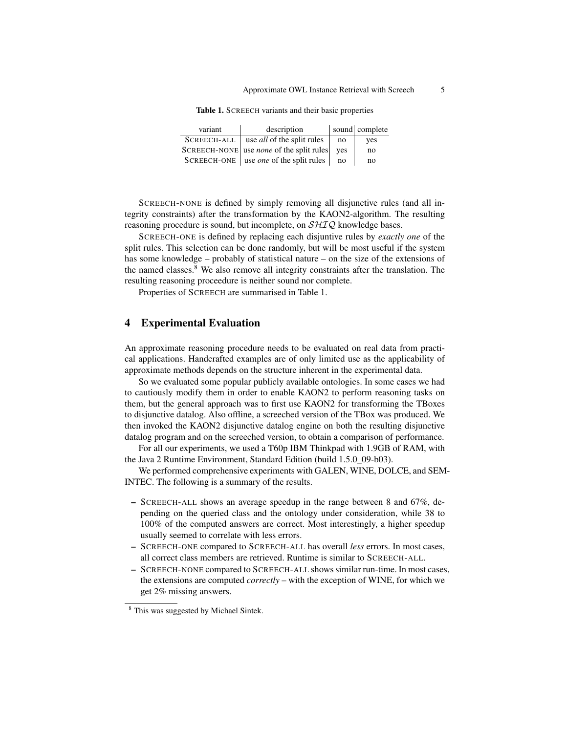**Table 1.** SCREECH variants and their basic properties

| variant | description | sound | complete |
|---|---|---|---|
| SCREECH-ALL | use *all* of the split rules | no | yes |
| SCREECH-NONE | use *none* of the split rules | yes | no |
| SCREECH-ONE | use *one* of the split rules | no | no |

SCREECH-NONE is defined by simply removing all disjunctive rules (and all integrity constraints) after the transformation by the KAON2-algorithm. The resulting reasoning procedure is sound, but incomplete, on $\mathcal{SHIQ}$ knowledge bases.

SCREECH-ONE is defined by replacing each disjuntive rules by *exactly one* of the split rules. This selection can be done randomly, but will be most useful if the system has some knowledge – probably of statistical nature – on the size of the extensions of the named classes.[8] We also remove all integrity constraints after the translation. The resulting reasoning proceedure is neither sound nor complete.

Properties of SCREECH are summarised in Table 1.

## 4 Experimental Evaluation

An approximate reasoning procedure needs to be evaluated on real data from practical applications. Handcrafted examples are of only limited use as the applicability of approximate methods depends on the structure inherent in the experimental data.

So we evaluated some popular publicly available ontologies. In some cases we had to cautiously modify them in order to enable KAON2 to perform reasoning tasks on them, but the general approach was to first use KAON2 for transforming the TBoxes to disjunctive datalog. Also offline, a screeched version of the TBox was produced. We then invoked the KAON2 disjunctive datalog engine on both the resulting disjunctive datalog program and on the screeched version, to obtain a comparison of performance.

For all our experiments, we used a T60p IBM Thinkpad with 1.9GB of RAM, with the Java 2 Runtime Environment, Standard Edition (build 1.5.0_09-b03).

We performed comprehensive experiments with GALEN, WINE, DOLCE, and SEMINTEC. The following is a summary of the results.

- SCREECH-ALL shows an average speedup in the range between 8 and 67%, depending on the queried class and the ontology under consideration, while 38 to 100% of the computed answers are correct. Most interestingly, a higher speedup usually seemed to correlate with less errors.
- SCREECH-ONE compared to SCREECH-ALL has overall *less* errors. In most cases, all correct class members are retrieved. Runtime is similar to SCREECH-ALL.
- SCREECH-NONE compared to SCREECH-ALL shows similar run-time. In most cases, the extensions are computed *correctly* – with the exception of WINE, for which we get 2% missing answers.

[8] This was suggested by Michael Sintek.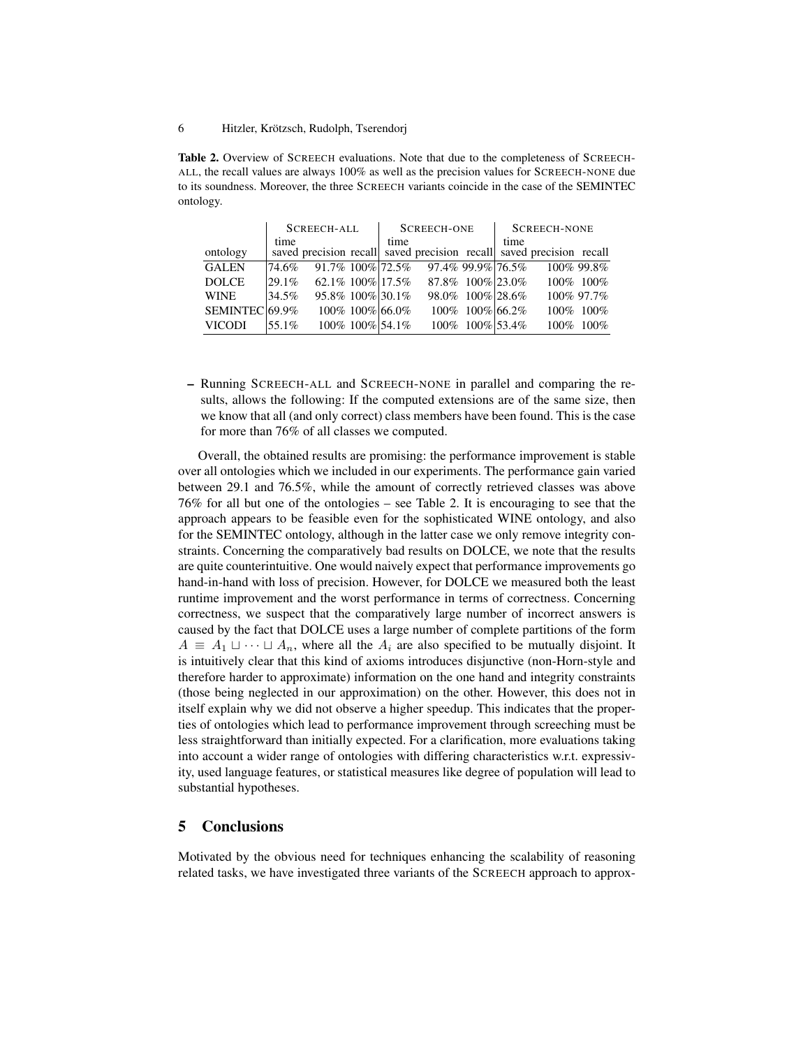**Table 2.** Overview of SCREECH evaluations. Note that due to the completeness of SCREECH-ALL, the recall values are always 100% as well as the precision values for SCREECH-NONE due to its soundness. Moreover, the three SCREECH variants coincide in the case of the SEMINTEC ontology.

| | SCREECH-ALL | | | SCREECH-ONE | | | SCREECH-NONE | | |
|---|---|---|---|---|---|---|---|---|---|
| ontology | time saved | precision | recall | time saved | precision | recall | time saved | precision | recall |
| GALEN | 74.6% | 91.7% | 100% | 72.5% | 97.4% | 99.9% | 76.5% | 100% | 99.8% |
| DOLCE | 29.1% | 62.1% | 100% | 17.5% | 87.8% | 100% | 23.0% | 100% | 100% |
| WINE | 34.5% | 95.8% | 100% | 30.1% | 98.0% | 100% | 28.6% | 100% | 97.7% |
| SEMINTEC | 69.9% | 100% | 100% | 66.0% | 100% | 100% | 66.2% | 100% | 100% |
| VICODI | 55.1% | 100% | 100% | 54.1% | 100% | 100% | 53.4% | 100% | 100% |

– Running SCREECH-ALL and SCREECH-NONE in parallel and comparing the results, allows the following: If the computed extensions are of the same size, then we know that all (and only correct) class members have been found. This is the case for more than 76% of all classes we computed.

Overall, the obtained results are promising: the performance improvement is stable over all ontologies which we included in our experiments. The performance gain varied between 29.1 and 76.5%, while the amount of correctly retrieved classes was above 76% for all but one of the ontologies – see Table 2. It is encouraging to see that the approach appears to be feasible even for the sophisticated WINE ontology, and also for the SEMINTEC ontology, although in the latter case we only remove integrity constraints. Concerning the comparatively bad results on DOLCE, we note that the results are quite counterintuitive. One would naively expect that performance improvements go hand-in-hand with loss of precision. However, for DOLCE we measured both the least runtime improvement and the worst performance in terms of correctness. Concerning correctness, we suspect that the comparatively large number of incorrect answers is caused by the fact that DOLCE uses a large number of complete partitions of the form $A \equiv A_1 \sqcup \cdots \sqcup A_n$, where all the $A_i$ are also specified to be mutually disjoint. It is intuitively clear that this kind of axioms introduces disjunctive (non-Horn-style and therefore harder to approximate) information on the one hand and integrity constraints (those being neglected in our approximation) on the other. However, this does not in itself explain why we did not observe a higher speedup. This indicates that the properties of ontologies which lead to performance improvement through screeching must be less straightforward than initially expected. For a clarification, more evaluations taking into account a wider range of ontologies with differing characteristics w.r.t. expressivity, used language features, or statistical measures like degree of population will lead to substantial hypotheses.

## 5 Conclusions

Motivated by the obvious need for techniques enhancing the scalability of reasoning related tasks, we have investigated three variants of the SCREECH approach to approx-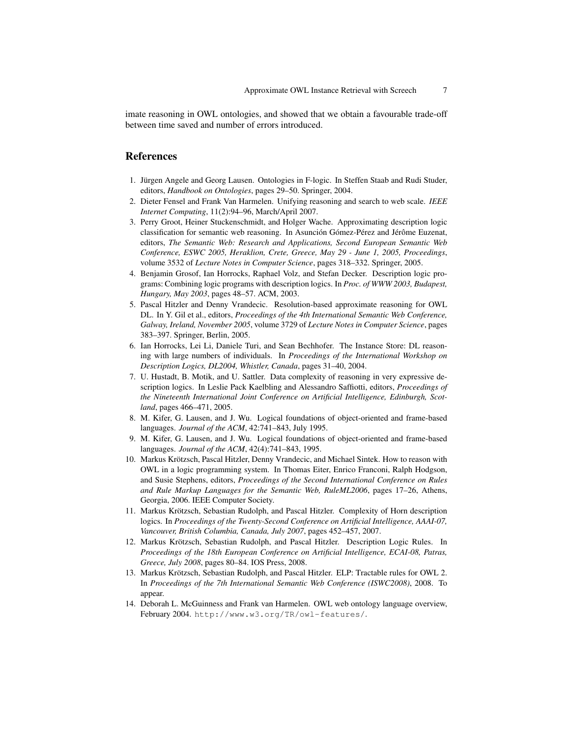imate reasoning in OWL ontologies, and showed that we obtain a favourable trade-off between time saved and number of errors introduced.

## References

1. Jürgen Angele and Georg Lausen. Ontologies in F-logic. In Steffen Staab and Rudi Studer, editors, *Handbook on Ontologies*, pages 29–50. Springer, 2004.
2. Dieter Fensel and Frank Van Harmelen. Unifying reasoning and search to web scale. *IEEE Internet Computing*, 11(2):94–96, March/April 2007.
3. Perry Groot, Heiner Stuckenschmidt, and Holger Wache. Approximating description logic classification for semantic web reasoning. In Asunción Gómez-Pérez and Jérôme Euzenat, editors, *The Semantic Web: Research and Applications, Second European Semantic Web Conference, ESWC 2005, Heraklion, Crete, Greece, May 29 - June 1, 2005, Proceedings*, volume 3532 of *Lecture Notes in Computer Science*, pages 318–332. Springer, 2005.
4. Benjamin Grosof, Ian Horrocks, Raphael Volz, and Stefan Decker. Description logic programs: Combining logic programs with description logics. In *Proc. of WWW 2003, Budapest, Hungary, May 2003*, pages 48–57. ACM, 2003.
5. Pascal Hitzler and Denny Vrandecic. Resolution-based approximate reasoning for OWL DL. In Y. Gil et al., editors, *Proceedings of the 4th International Semantic Web Conference, Galway, Ireland, November 2005*, volume 3729 of *Lecture Notes in Computer Science*, pages 383–397. Springer, Berlin, 2005.
6. Ian Horrocks, Lei Li, Daniele Turi, and Sean Bechhofer. The Instance Store: DL reasoning with large numbers of individuals. In *Proceedings of the International Workshop on Description Logics, DL2004, Whistler, Canada*, pages 31–40, 2004.
7. U. Hustadt, B. Motik, and U. Sattler. Data complexity of reasoning in very expressive description logics. In Leslie Pack Kaelbling and Alessandro Saffiotti, editors, *Proceedings of the Nineteenth International Joint Conference on Artificial Intelligence, Edinburgh, Scotland*, pages 466–471, 2005.
8. M. Kifer, G. Lausen, and J. Wu. Logical foundations of object-oriented and frame-based languages. *Journal of the ACM*, 42:741–843, July 1995.
9. M. Kifer, G. Lausen, and J. Wu. Logical foundations of object-oriented and frame-based languages. *Journal of the ACM*, 42(4):741–843, 1995.
10. Markus Krötzsch, Pascal Hitzler, Denny Vrandecic, and Michael Sintek. How to reason with OWL in a logic programming system. In Thomas Eiter, Enrico Franconi, Ralph Hodgson, and Susie Stephens, editors, *Proceedings of the Second International Conference on Rules and Rule Markup Languages for the Semantic Web, RuleML2006*, pages 17–26, Athens, Georgia, 2006. IEEE Computer Society.
11. Markus Krötzsch, Sebastian Rudolph, and Pascal Hitzler. Complexity of Horn description logics. In *Proceedings of the Twenty-Second Conference on Artificial Intelligence, AAAI-07, Vancouver, British Columbia, Canada, July 2007*, pages 452–457, 2007.
12. Markus Krötzsch, Sebastian Rudolph, and Pascal Hitzler. Description Logic Rules. In *Proceedings of the 18th European Conference on Artificial Intelligence, ECAI-08, Patras, Greece, July 2008*, pages 80–84. IOS Press, 2008.
13. Markus Krötzsch, Sebastian Rudolph, and Pascal Hitzler. ELP: Tractable rules for OWL 2. In *Proceedings of the 7th International Semantic Web Conference (ISWC2008)*, 2008. To appear.
14. Deborah L. McGuinness and Frank van Harmelen. OWL web ontology language overview, February 2004. `http://www.w3.org/TR/owl-features/`.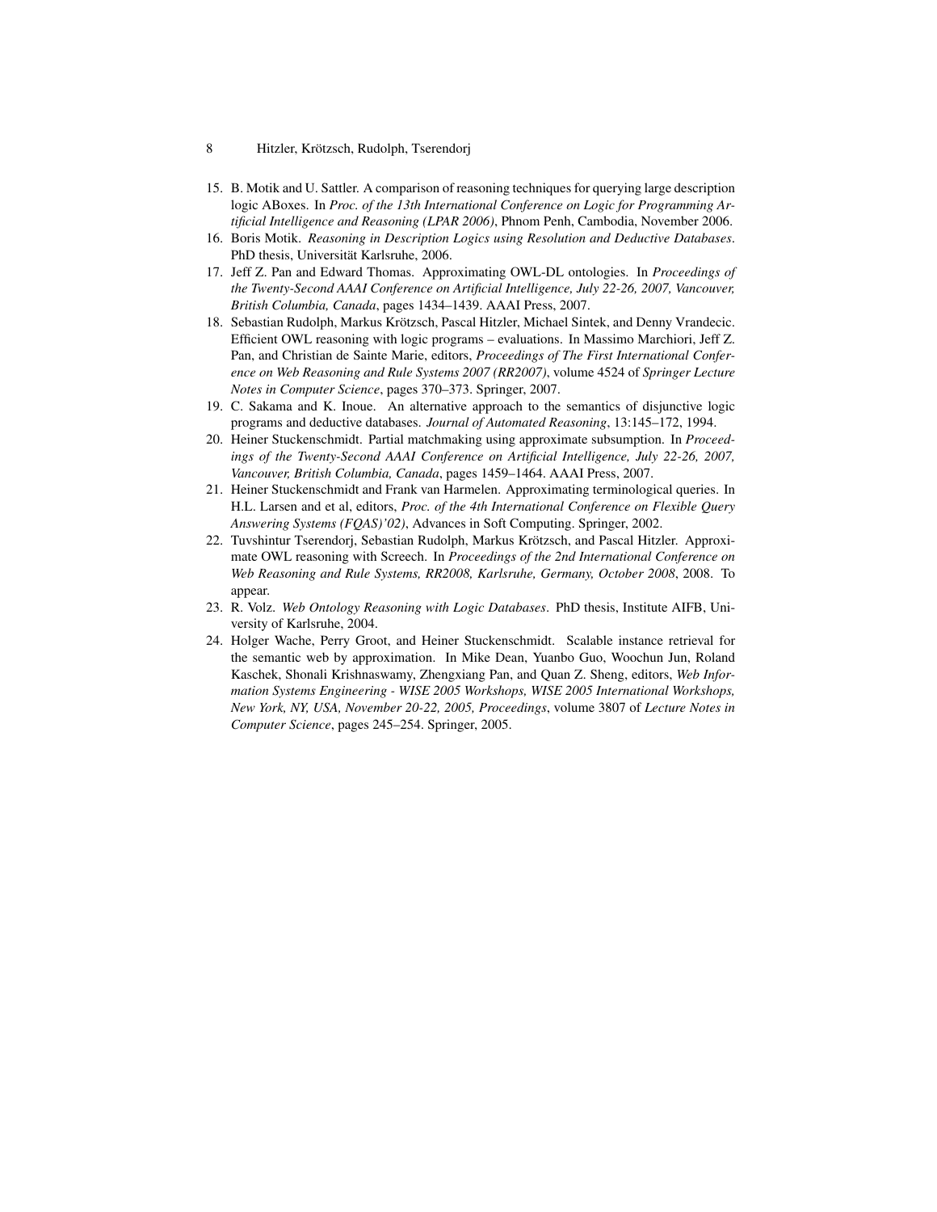15. B. Motik and U. Sattler. A comparison of reasoning techniques for querying large description logic ABoxes. In *Proc. of the 13th International Conference on Logic for Programming Artificial Intelligence and Reasoning (LPAR 2006)*, Phnom Penh, Cambodia, November 2006.
16. Boris Motik. *Reasoning in Description Logics using Resolution and Deductive Databases*. PhD thesis, Universität Karlsruhe, 2006.
17. Jeff Z. Pan and Edward Thomas. Approximating OWL-DL ontologies. In *Proceedings of the Twenty-Second AAAI Conference on Artificial Intelligence, July 22-26, 2007, Vancouver, British Columbia, Canada*, pages 1434–1439. AAAI Press, 2007.
18. Sebastian Rudolph, Markus Krötzsch, Pascal Hitzler, Michael Sintek, and Denny Vrandecic. Efficient OWL reasoning with logic programs – evaluations. In Massimo Marchiori, Jeff Z. Pan, and Christian de Sainte Marie, editors, *Proceedings of The First International Conference on Web Reasoning and Rule Systems 2007 (RR2007)*, volume 4524 of *Springer Lecture Notes in Computer Science*, pages 370–373. Springer, 2007.
19. C. Sakama and K. Inoue. An alternative approach to the semantics of disjunctive logic programs and deductive databases. *Journal of Automated Reasoning*, 13:145–172, 1994.
20. Heiner Stuckenschmidt. Partial matchmaking using approximate subsumption. In *Proceedings of the Twenty-Second AAAI Conference on Artificial Intelligence, July 22-26, 2007, Vancouver, British Columbia, Canada*, pages 1459–1464. AAAI Press, 2007.
21. Heiner Stuckenschmidt and Frank van Harmelen. Approximating terminological queries. In H.L. Larsen and et al, editors, *Proc. of the 4th International Conference on Flexible Query Answering Systems (FQAS)'02)*, Advances in Soft Computing. Springer, 2002.
22. Tuvshintur Tserendorj, Sebastian Rudolph, Markus Krötzsch, and Pascal Hitzler. Approximate OWL reasoning with Screech. In *Proceedings of the 2nd International Conference on Web Reasoning and Rule Systems, RR2008, Karlsruhe, Germany, October 2008*, 2008. To appear.
23. R. Volz. *Web Ontology Reasoning with Logic Databases*. PhD thesis, Institute AIFB, University of Karlsruhe, 2004.
24. Holger Wache, Perry Groot, and Heiner Stuckenschmidt. Scalable instance retrieval for the semantic web by approximation. In Mike Dean, Yuanbo Guo, Woochun Jun, Roland Kaschek, Shonali Krishnaswamy, Zhengxiang Pan, and Quan Z. Sheng, editors, *Web Information Systems Engineering - WISE 2005 Workshops, WISE 2005 International Workshops, New York, NY, USA, November 20-22, 2005, Proceedings*, volume 3807 of *Lecture Notes in Computer Science*, pages 245–254. Springer, 2005.